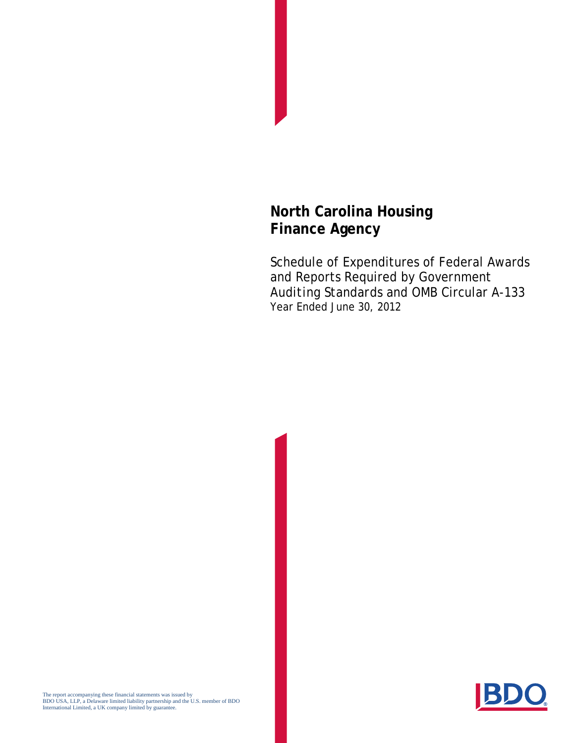# North Carolina Housing Finance Agency

Schedule of Expenditures of Federal Awards and Reports Required by Government Auditing Standards and OMB Circular A-133

Year Ended June 30, 2012

The report accompanying these financial statements was issued by BDO USA, LLP, a Delaware limited liability partnership and the U.S. member of BDO International Limited, a UK company limited by guarantee.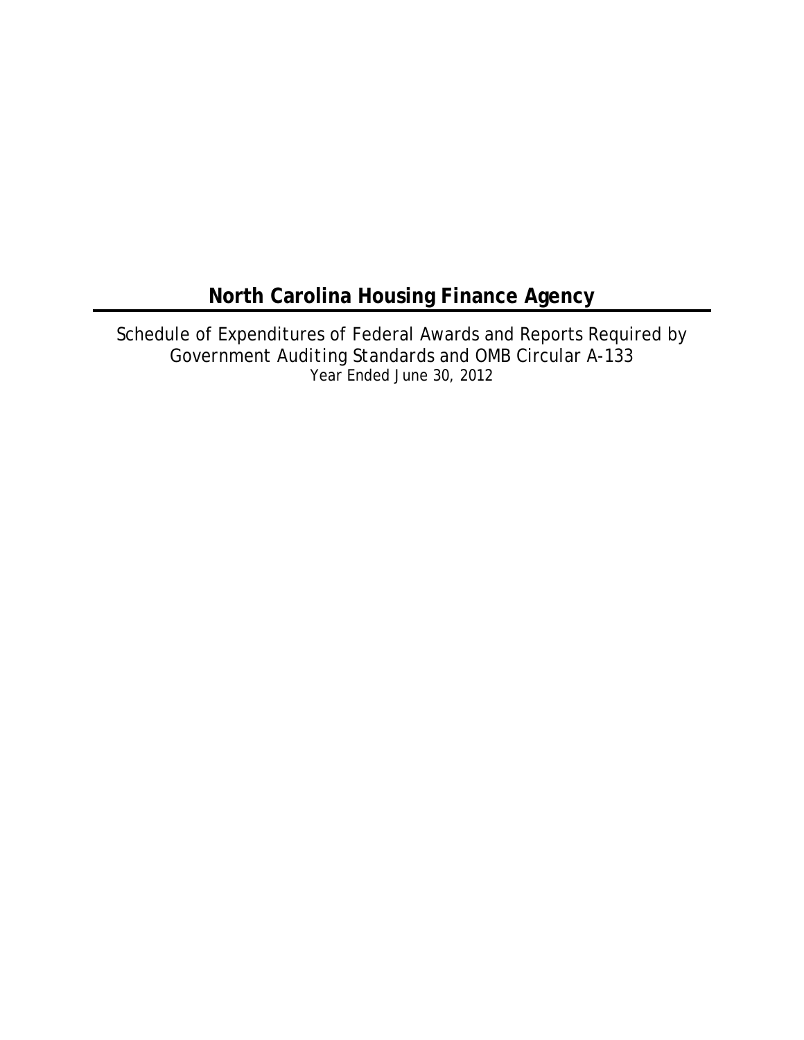# North Carolina Housing Finance Agency

Schedule of Expenditures of Federal Awards and Reports Required by *Government Auditing Standards* and OMB Circular A-133
Year Ended June 30, 2012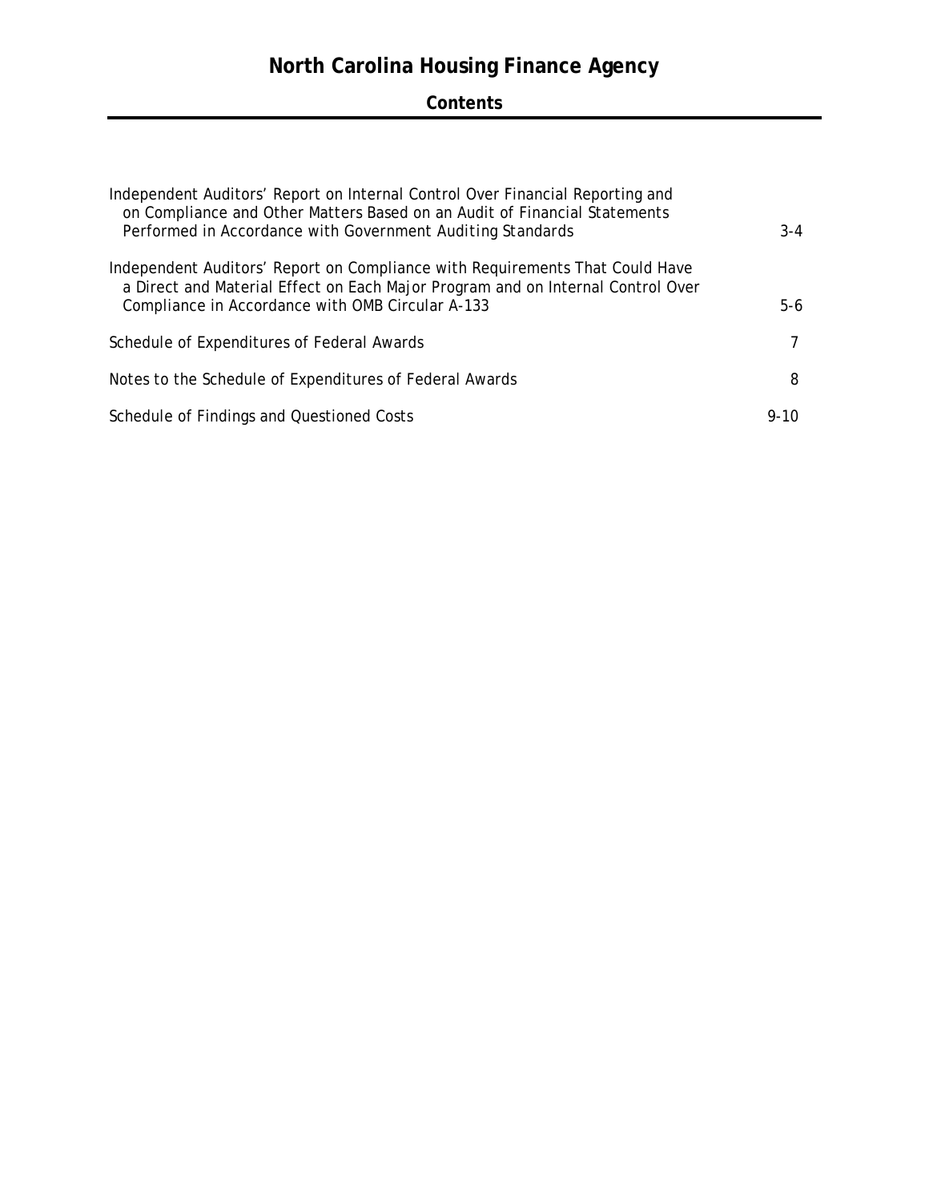# North Carolina Housing Finance Agency

## Contents

| | |
|---|---|
| Independent Auditors' Report on Internal Control Over Financial Reporting and on Compliance and Other Matters Based on an Audit of Financial Statements Performed in Accordance with *Government Auditing Standards* | 3-4 |
| Independent Auditors' Report on Compliance with Requirements That Could Have a Direct and Material Effect on Each Major Program and on Internal Control Over Compliance in Accordance with OMB Circular A-133 | 5-6 |
| Schedule of Expenditures of Federal Awards | 7 |
| Notes to the Schedule of Expenditures of Federal Awards | 8 |
| Schedule of Findings and Questioned Costs | 9-10 |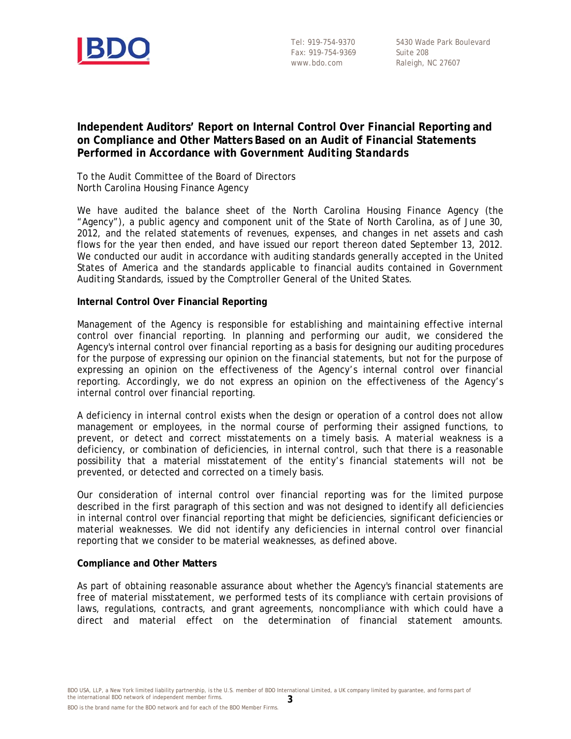BDO

Tel: 919-754-9370
Fax: 919-754-9369
www.bdo.com

5430 Wade Park Boulevard
Suite 208
Raleigh, NC 27607

## Independent Auditors' Report on Internal Control Over Financial Reporting and on Compliance and Other Matters Based on an Audit of Financial Statements Performed in Accordance with *Government Auditing Standards*

To the Audit Committee of the Board of Directors
North Carolina Housing Finance Agency

We have audited the balance sheet of the North Carolina Housing Finance Agency (the "Agency"), a public agency and component unit of the State of North Carolina, as of June 30, 2012, and the related statements of revenues, expenses, and changes in net assets and cash flows for the year then ended, and have issued our report thereon dated September 13, 2012. We conducted our audit in accordance with auditing standards generally accepted in the United States of America and the standards applicable to financial audits contained in *Government Auditing Standards*, issued by the Comptroller General of the United States.

**Internal Control Over Financial Reporting**

Management of the Agency is responsible for establishing and maintaining effective internal control over financial reporting. In planning and performing our audit, we considered the Agency's internal control over financial reporting as a basis for designing our auditing procedures for the purpose of expressing our opinion on the financial statements, but not for the purpose of expressing an opinion on the effectiveness of the Agency's internal control over financial reporting. Accordingly, we do not express an opinion on the effectiveness of the Agency's internal control over financial reporting.

A *deficiency in internal control* exists when the design or operation of a control does not allow management or employees, in the normal course of performing their assigned functions, to prevent, or detect and correct misstatements on a timely basis. A *material weakness* is a deficiency, or combination of deficiencies, in internal control, such that there is a reasonable possibility that a material misstatement of the entity's financial statements will not be prevented, or detected and corrected on a timely basis.

Our consideration of internal control over financial reporting was for the limited purpose described in the first paragraph of this section and was not designed to identify all deficiencies in internal control over financial reporting that might be deficiencies, significant deficiencies or material weaknesses. We did not identify any deficiencies in internal control over financial reporting that we consider to be material weaknesses, as defined above.

**Compliance and Other Matters**

As part of obtaining reasonable assurance about whether the Agency's financial statements are free of material misstatement, we performed tests of its compliance with certain provisions of laws, regulations, contracts, and grant agreements, noncompliance with which could have a direct and material effect on the determination of financial statement amounts.

BDO USA, LLP, a New York limited liability partnership, is the U.S. member of BDO International Limited, a UK company limited by guarantee, and forms part of the international BDO network of independent member firms.

BDO is the brand name for the BDO network and for each of the BDO Member Firms.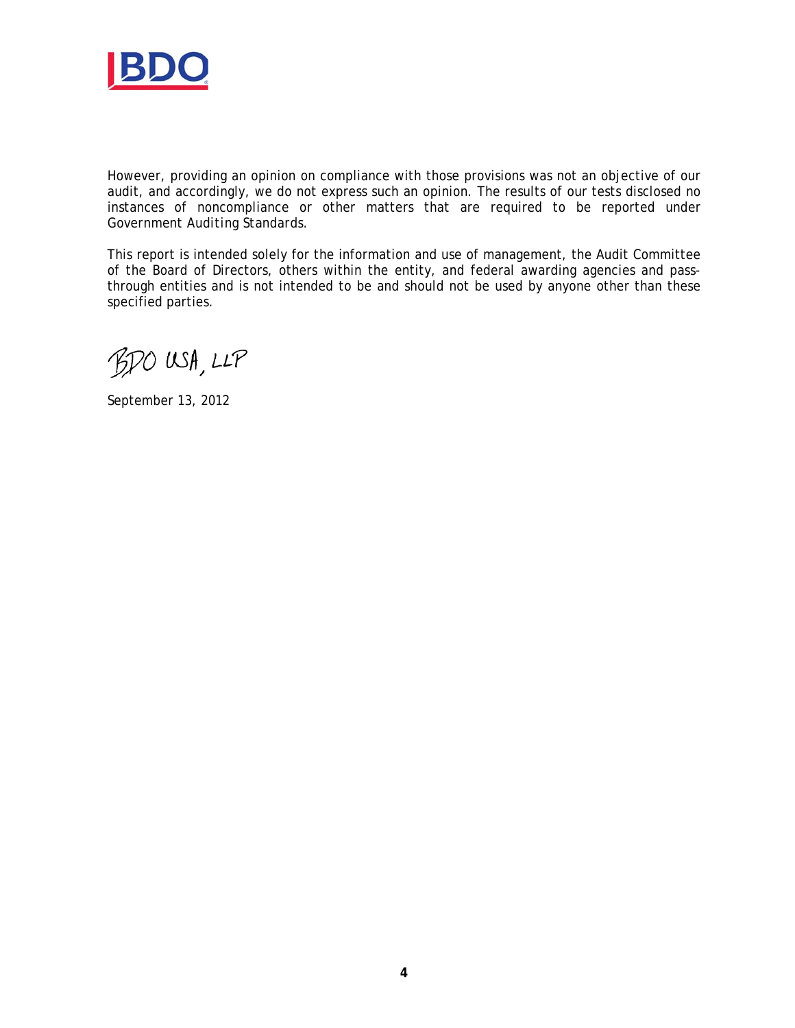However, providing an opinion on compliance with those provisions was not an objective of our audit, and accordingly, we do not express such an opinion. The results of our tests disclosed no instances of noncompliance or other matters that are required to be reported under *Government Auditing Standards*.

This report is intended solely for the information and use of management, the Audit Committee of the Board of Directors, others within the entity, and federal awarding agencies and pass-through entities and is not intended to be and should not be used by anyone other than these specified parties.

BDO USA, LLP

September 13, 2012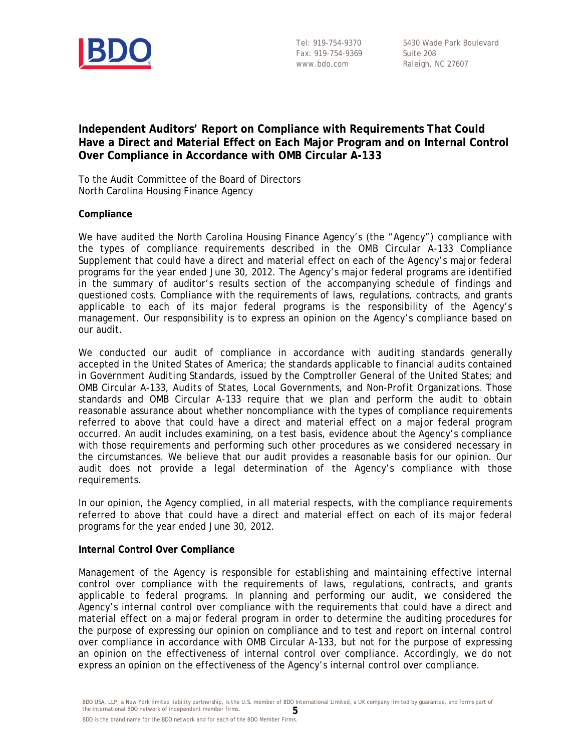Tel: 919-754-9370
Fax: 919-754-9369
www.bdo.com

5430 Wade Park Boulevard
Suite 208
Raleigh, NC 27607

# Independent Auditors' Report on Compliance with Requirements That Could Have a Direct and Material Effect on Each Major Program and on Internal Control Over Compliance in Accordance with OMB Circular A-133

To the Audit Committee of the Board of Directors
North Carolina Housing Finance Agency

## Compliance

We have audited the North Carolina Housing Finance Agency's (the "Agency") compliance with the types of compliance requirements described in the *OMB Circular A-133 Compliance Supplement* that could have a direct and material effect on each of the Agency's major federal programs for the year ended June 30, 2012. The Agency's major federal programs are identified in the summary of auditor's results section of the accompanying schedule of findings and questioned costs. Compliance with the requirements of laws, regulations, contracts, and grants applicable to each of its major federal programs is the responsibility of the Agency's management. Our responsibility is to express an opinion on the Agency's compliance based on our audit.

We conducted our audit of compliance in accordance with auditing standards generally accepted in the United States of America; the standards applicable to financial audits contained in *Government Auditing Standards*, issued by the Comptroller General of the United States; and OMB Circular A-133, *Audits of States, Local Governments, and Non-Profit Organizations*. Those standards and OMB Circular A-133 require that we plan and perform the audit to obtain reasonable assurance about whether noncompliance with the types of compliance requirements referred to above that could have a direct and material effect on a major federal program occurred. An audit includes examining, on a test basis, evidence about the Agency's compliance with those requirements and performing such other procedures as we considered necessary in the circumstances. We believe that our audit provides a reasonable basis for our opinion. Our audit does not provide a legal determination of the Agency's compliance with those requirements.

In our opinion, the Agency complied, in all material respects, with the compliance requirements referred to above that could have a direct and material effect on each of its major federal programs for the year ended June 30, 2012.

## Internal Control Over Compliance

Management of the Agency is responsible for establishing and maintaining effective internal control over compliance with the requirements of laws, regulations, contracts, and grants applicable to federal programs. In planning and performing our audit, we considered the Agency's internal control over compliance with the requirements that could have a direct and material effect on a major federal program in order to determine the auditing procedures for the purpose of expressing our opinion on compliance and to test and report on internal control over compliance in accordance with OMB Circular A-133, but not for the purpose of expressing an opinion on the effectiveness of internal control over compliance. Accordingly, we do not express an opinion on the effectiveness of the Agency's internal control over compliance.

BDO USA, LLP, a New York limited liability partnership, is the U.S. member of BDO International Limited, a UK company limited by guarantee, and forms part of the international BDO network of independent member firms.

BDO is the brand name for the BDO network and for each of the BDO Member Firms.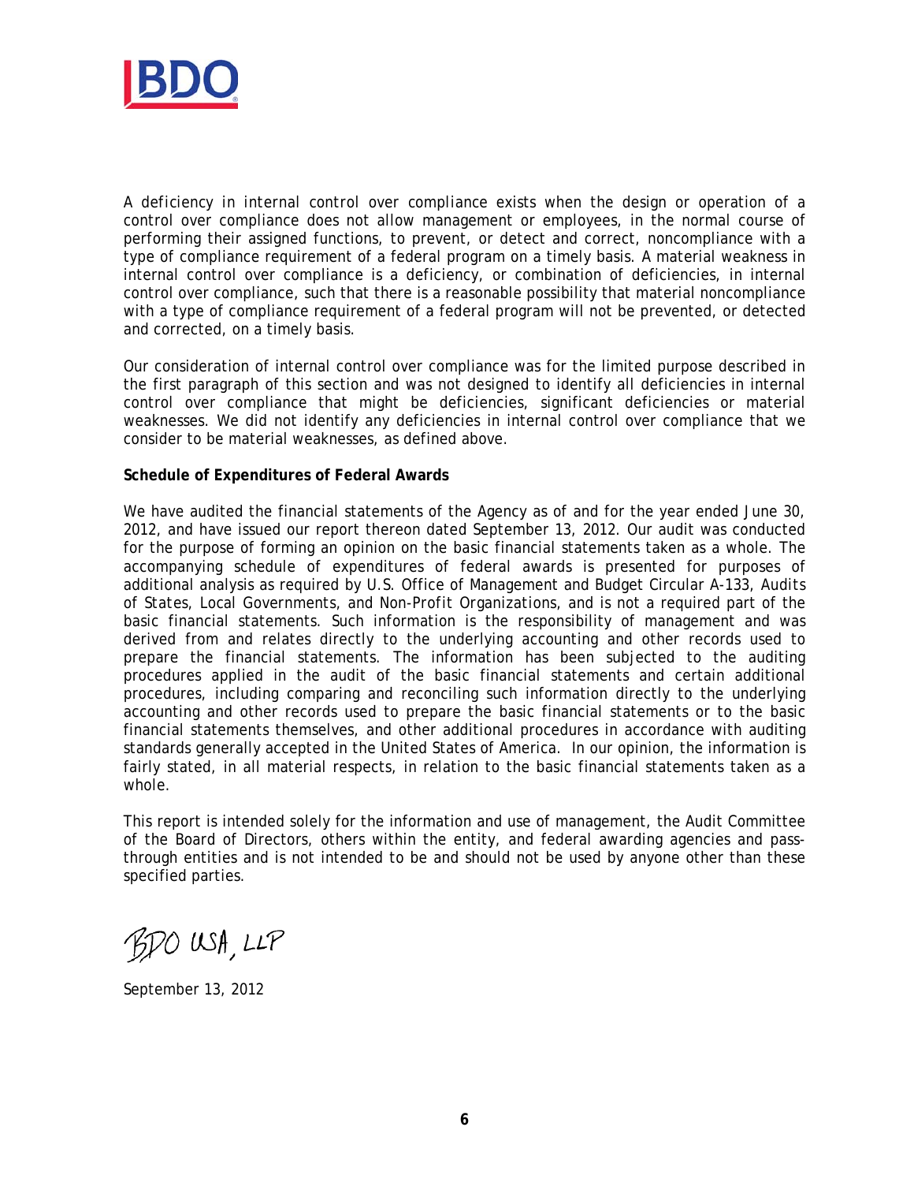A deficiency in internal control over compliance exists when the design or operation of a control over compliance does not allow management or employees, in the normal course of performing their assigned functions, to prevent, or detect and correct, noncompliance with a type of compliance requirement of a federal program on a timely basis. A material weakness in internal control over compliance is a deficiency, or combination of deficiencies, in internal control over compliance, such that there is a reasonable possibility that material noncompliance with a type of compliance requirement of a federal program will not be prevented, or detected and corrected, on a timely basis.

Our consideration of internal control over compliance was for the limited purpose described in the first paragraph of this section and was not designed to identify all deficiencies in internal control over compliance that might be deficiencies, significant deficiencies or material weaknesses. We did not identify any deficiencies in internal control over compliance that we consider to be material weaknesses, as defined above.

**Schedule of Expenditures of Federal Awards**

We have audited the financial statements of the Agency as of and for the year ended June 30, 2012, and have issued our report thereon dated September 13, 2012. Our audit was conducted for the purpose of forming an opinion on the basic financial statements taken as a whole. The accompanying schedule of expenditures of federal awards is presented for purposes of additional analysis as required by U.S. Office of Management and Budget Circular A-133, *Audits of States, Local Governments, and Non-Profit Organizations*, and is not a required part of the basic financial statements. Such information is the responsibility of management and was derived from and relates directly to the underlying accounting and other records used to prepare the financial statements. The information has been subjected to the auditing procedures applied in the audit of the basic financial statements and certain additional procedures, including comparing and reconciling such information directly to the underlying accounting and other records used to prepare the basic financial statements or to the basic financial statements themselves, and other additional procedures in accordance with auditing standards generally accepted in the United States of America. In our opinion, the information is fairly stated, in all material respects, in relation to the basic financial statements taken as a whole.

This report is intended solely for the information and use of management, the Audit Committee of the Board of Directors, others within the entity, and federal awarding agencies and pass-through entities and is not intended to be and should not be used by anyone other than these specified parties.

BDO USA, LLP

September 13, 2012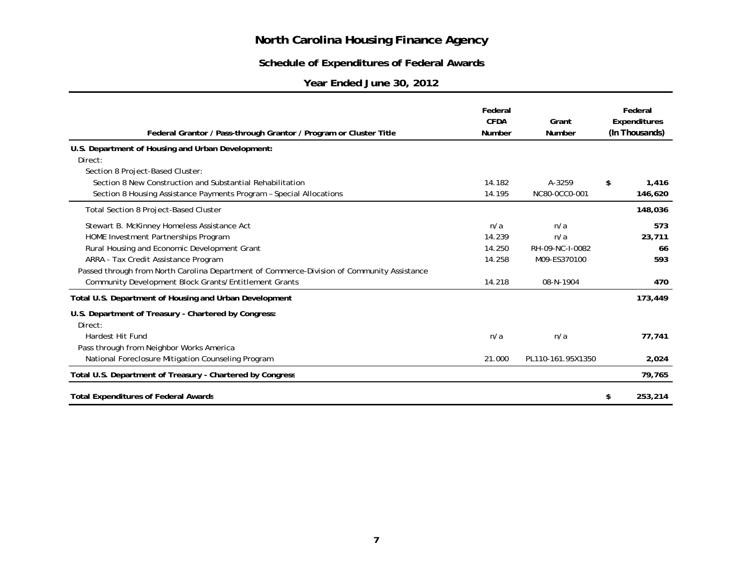# North Carolina Housing Finance Agency

## Schedule of Expenditures of Federal Awards

### Year Ended June 30, 2012

| Federal Grantor / Pass-through Grantor / Program or Cluster Title | Federal CFDA Number | Grant Number | Federal Expenditures (In Thousands) |
|---|---|---|---|
| **U.S. Department of Housing and Urban Development:** | | | |
| Direct: | | | |
| Section 8 Project-Based Cluster: | | | |
| Section 8 New Construction and Substantial Rehabilitation | 14.182 | A-3259 | $ 1,416 |
| Section 8 Housing Assistance Payments Program – Special Allocations | 14.195 | NC80-0CC0-001 | 146,620 |
| Total Section 8 Project-Based Cluster | | | 148,036 |
| Stewart B. McKinney Homeless Assistance Act | n/a | n/a | 573 |
| HOME Investment Partnerships Program | 14.239 | n/a | 23,711 |
| Rural Housing and Economic Development Grant | 14.250 | RH-09-NC-I-0082 | 66 |
| ARRA - Tax Credit Assistance Program | 14.258 | M09-ES370100 | 593 |
| Passed through from North Carolina Department of Commerce-Division of Community Assistance | | | |
| Community Development Block Grants/Entitlement Grants | 14.218 | 08-N-1904 | 470 |
| **Total U.S. Department of Housing and Urban Development** | | | **173,449** |
| **U.S. Department of Treasury - Chartered by Congress:** | | | |
| Direct: | | | |
| Hardest Hit Fund | n/a | n/a | 77,741 |
| Pass through from Neighbor Works America | | | |
| National Foreclosure Mitigation Counseling Program | 21.000 | PL110-161.95X1350 | 2,024 |
| **Total U.S. Department of Treasury - Chartered by Congress** | | | **79,765** |
| **Total Expenditures of Federal Awards** | | | **$ 253,214** |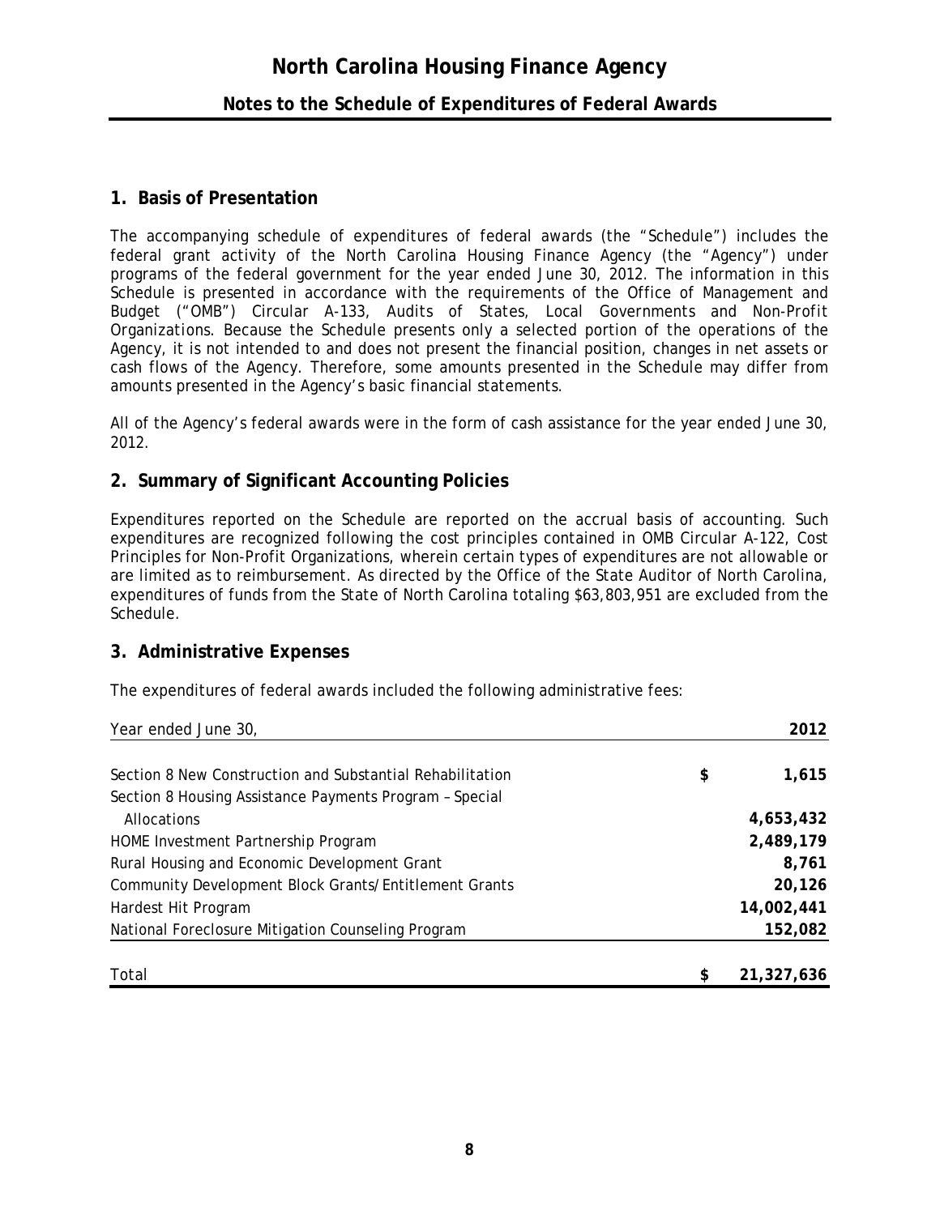# North Carolina Housing Finance Agency

## Notes to the Schedule of Expenditures of Federal Awards

### 1. Basis of Presentation

The accompanying schedule of expenditures of federal awards (the "Schedule") includes the federal grant activity of the North Carolina Housing Finance Agency (the "Agency") under programs of the federal government for the year ended June 30, 2012. The information in this Schedule is presented in accordance with the requirements of the Office of Management and Budget ("OMB") Circular A-133, *Audits of States, Local Governments and Non-Profit Organizations*. Because the Schedule presents only a selected portion of the operations of the Agency, it is not intended to and does not present the financial position, changes in net assets or cash flows of the Agency. Therefore, some amounts presented in the Schedule may differ from amounts presented in the Agency's basic financial statements.

All of the Agency's federal awards were in the form of cash assistance for the year ended June 30, 2012.

### 2. Summary of Significant Accounting Policies

Expenditures reported on the Schedule are reported on the accrual basis of accounting. Such expenditures are recognized following the cost principles contained in OMB Circular A-122, *Cost Principles for Non-Profit Organizations*, wherein certain types of expenditures are not allowable or are limited as to reimbursement. As directed by the Office of the State Auditor of North Carolina, expenditures of funds from the State of North Carolina totaling $63,803,951 are excluded from the Schedule.

### 3. Administrative Expenses

The expenditures of federal awards included the following administrative fees:

| Year ended June 30, | 2012 |
|---|---|
| Section 8 New Construction and Substantial Rehabilitation | $ 1,615 |
| Section 8 Housing Assistance Payments Program – Special Allocations | 4,653,432 |
| HOME Investment Partnership Program | 2,489,179 |
| Rural Housing and Economic Development Grant | 8,761 |
| Community Development Block Grants/Entitlement Grants | 20,126 |
| Hardest Hit Program | 14,002,441 |
| National Foreclosure Mitigation Counseling Program | 152,082 |
| Total | $ 21,327,636 |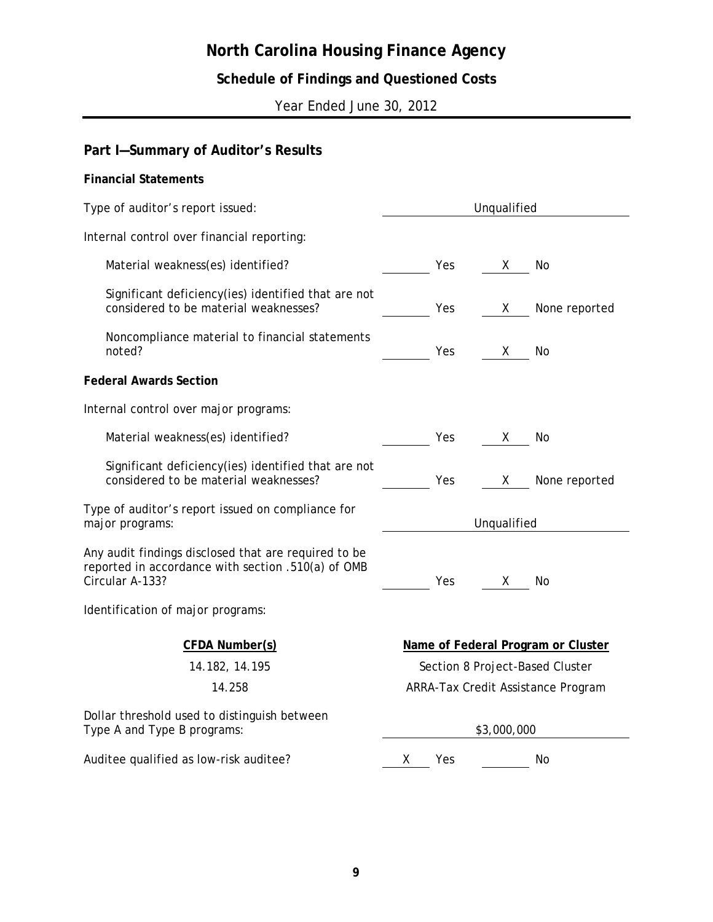# North Carolina Housing Finance Agency

## Schedule of Findings and Questioned Costs

Year Ended June 30, 2012

## Part I—Summary of Auditor's Results

**Financial Statements**

| | | | | |
|---|---|---|---|---|
| Type of auditor's report issued: | Unqualified | | | |
| Internal control over financial reporting: | | | | |
| Material weakness(es) identified? | | Yes | X | No |
| Significant deficiency(ies) identified that are not considered to be material weaknesses? | | Yes | X | None reported |
| Noncompliance material to financial statements noted? | | Yes | X | No |

**Federal Awards Section**

| | | | | |
|---|---|---|---|---|
| Internal control over major programs: | | | | |
| Material weakness(es) identified? | | Yes | X | No |
| Significant deficiency(ies) identified that are not considered to be material weaknesses? | | Yes | X | None reported |
| Type of auditor's report issued on compliance for major programs: | Unqualified | | | |
| Any audit findings disclosed that are required to be reported in accordance with section .510(a) of OMB Circular A-133? | | Yes | X | No |

Identification of major programs:

| CFDA Number(s) | Name of Federal Program or Cluster |
|---|---|
| 14.182, 14.195 | Section 8 Project-Based Cluster |
| 14.258 | ARRA-Tax Credit Assistance Program |

| | | | | |
|---|---|---|---|---|
| Dollar threshold used to distinguish between Type A and Type B programs: | $3,000,000 | | | |
| Auditee qualified as low-risk auditee? | X | Yes | | No |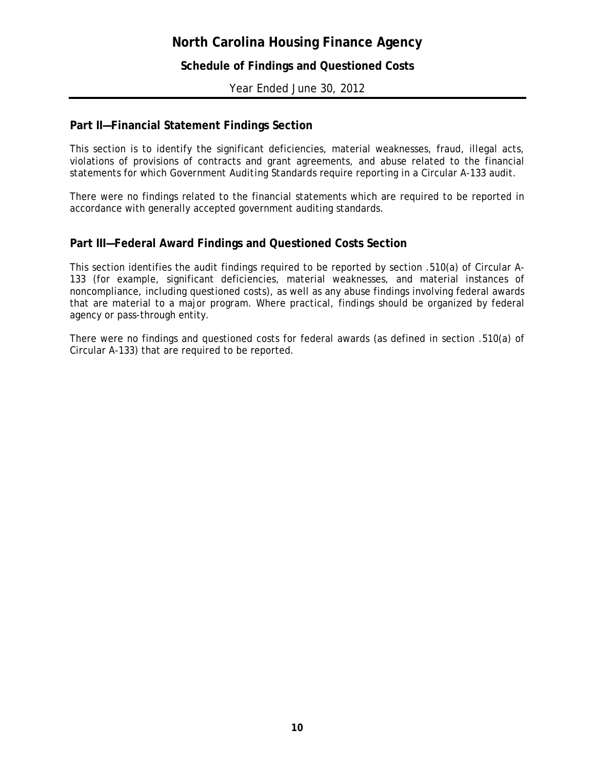# North Carolina Housing Finance Agency

## Schedule of Findings and Questioned Costs

Year Ended June 30, 2012

### Part II—Financial Statement Findings Section

This section is to identify the significant deficiencies, material weaknesses, fraud, illegal acts, violations of provisions of contracts and grant agreements, and abuse related to the financial statements for which *Government Auditing Standards* require reporting in a Circular A-133 audit.

There were no findings related to the financial statements which are required to be reported in accordance with generally accepted government auditing standards.

### Part III—Federal Award Findings and Questioned Costs Section

This section identifies the audit findings required to be reported by section .510(a) of Circular A-133 (for example, significant deficiencies, material weaknesses, and material instances of noncompliance, including questioned costs), as well as any abuse findings involving federal awards that are material to a major program. Where practical, findings should be organized by federal agency or pass-through entity.

There were no findings and questioned costs for federal awards (as defined in section .510(a) of Circular A-133) that are required to be reported.